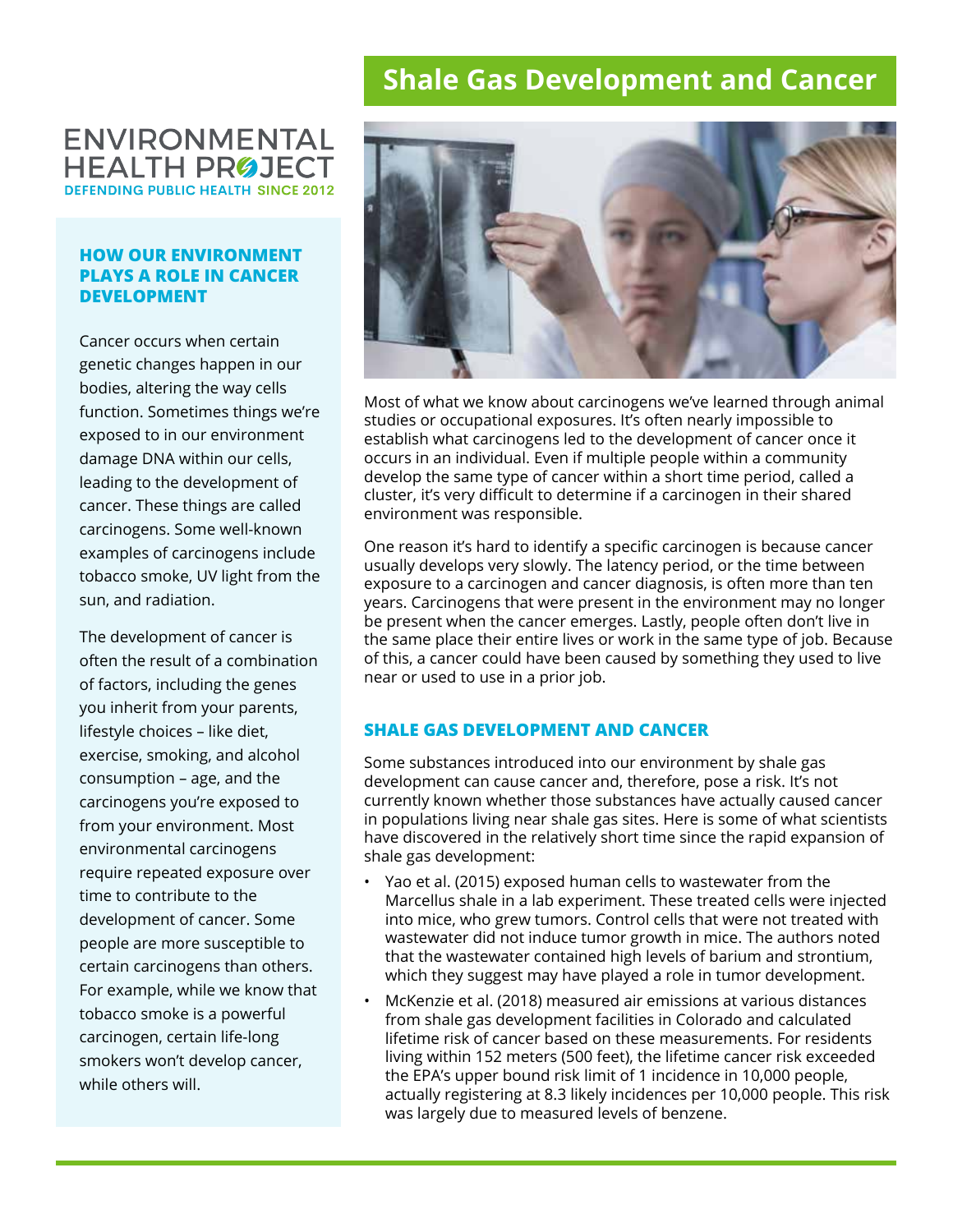# Shale Gas Development and Cancer

ENVIRONMENTAL HEALTH PROJECT
DEFENDING PUBLIC HEALTH SINCE 2012

## HOW OUR ENVIRONMENT PLAYS A ROLE IN CANCER DEVELOPMENT

Cancer occurs when certain genetic changes happen in our bodies, altering the way cells function. Sometimes things we're exposed to in our environment damage DNA within our cells, leading to the development of cancer. These things are called carcinogens. Some well-known examples of carcinogens include tobacco smoke, UV light from the sun, and radiation.

The development of cancer is often the result of a combination of factors, including the genes you inherit from your parents, lifestyle choices – like diet, exercise, smoking, and alcohol consumption – age, and the carcinogens you're exposed to from your environment. Most environmental carcinogens require repeated exposure over time to contribute to the development of cancer. Some people are more susceptible to certain carcinogens than others. For example, while we know that tobacco smoke is a powerful carcinogen, certain life-long smokers won't develop cancer, while others will.

Most of what we know about carcinogens we've learned through animal studies or occupational exposures. It's often nearly impossible to establish what carcinogens led to the development of cancer once it occurs in an individual. Even if multiple people within a community develop the same type of cancer within a short time period, called a cluster, it's very difficult to determine if a carcinogen in their shared environment was responsible.

One reason it's hard to identify a specific carcinogen is because cancer usually develops very slowly. The latency period, or the time between exposure to a carcinogen and cancer diagnosis, is often more than ten years. Carcinogens that were present in the environment may no longer be present when the cancer emerges. Lastly, people often don't live in the same place their entire lives or work in the same type of job. Because of this, a cancer could have been caused by something they used to live near or used to use in a prior job.

## SHALE GAS DEVELOPMENT AND CANCER

Some substances introduced into our environment by shale gas development can cause cancer and, therefore, pose a risk. It's not currently known whether those substances have actually caused cancer in populations living near shale gas sites. Here is some of what scientists have discovered in the relatively short time since the rapid expansion of shale gas development:

- Yao et al. (2015) exposed human cells to wastewater from the Marcellus shale in a lab experiment. These treated cells were injected into mice, who grew tumors. Control cells that were not treated with wastewater did not induce tumor growth in mice. The authors noted that the wastewater contained high levels of barium and strontium, which they suggest may have played a role in tumor development.
- McKenzie et al. (2018) measured air emissions at various distances from shale gas development facilities in Colorado and calculated lifetime risk of cancer based on these measurements. For residents living within 152 meters (500 feet), the lifetime cancer risk exceeded the EPA's upper bound risk limit of 1 incidence in 10,000 people, actually registering at 8.3 likely incidences per 10,000 people. This risk was largely due to measured levels of benzene.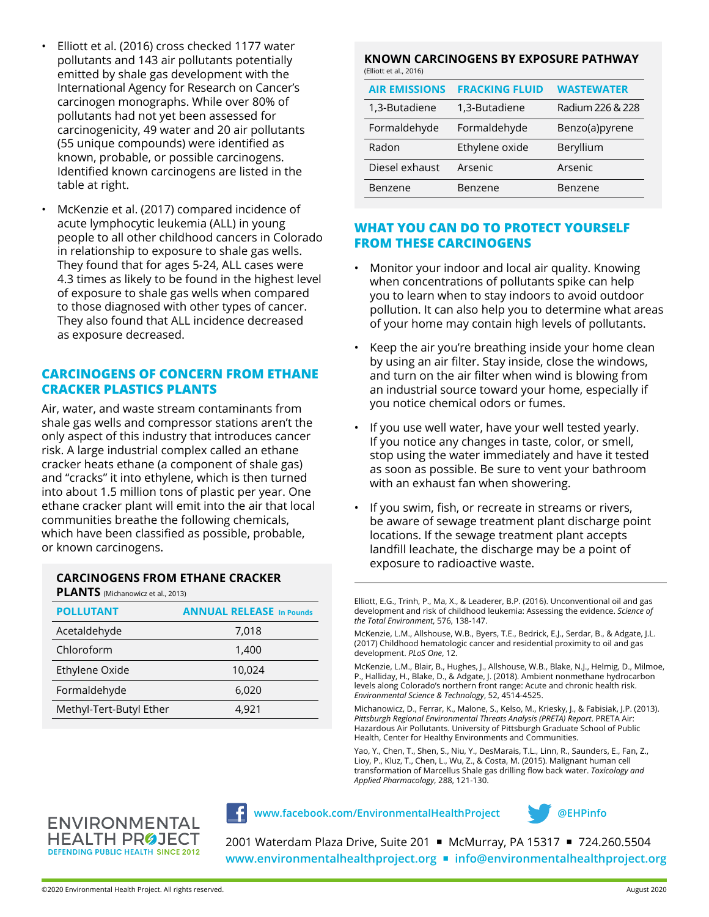- Elliott et al. (2016) cross checked 1177 water pollutants and 143 air pollutants potentially emitted by shale gas development with the International Agency for Research on Cancer's carcinogen monographs. While over 80% of pollutants had not yet been assessed for carcinogenicity, 49 water and 20 air pollutants (55 unique compounds) were identified as known, probable, or possible carcinogens. Identified known carcinogens are listed in the table at right.
- McKenzie et al. (2017) compared incidence of acute lymphocytic leukemia (ALL) in young people to all other childhood cancers in Colorado in relationship to exposure to shale gas wells. They found that for ages 5-24, ALL cases were 4.3 times as likely to be found in the highest level of exposure to shale gas wells when compared to those diagnosed with other types of cancer. They also found that ALL incidence decreased as exposure decreased.

## CARCINOGENS OF CONCERN FROM ETHANE CRACKER PLASTICS PLANTS

Air, water, and waste stream contaminants from shale gas wells and compressor stations aren't the only aspect of this industry that introduces cancer risk. A large industrial complex called an ethane cracker heats ethane (a component of shale gas) and "cracks" it into ethylene, which is then turned into about 1.5 million tons of plastic per year. One ethane cracker plant will emit into the air that local communities breathe the following chemicals, which have been classified as possible, probable, or known carcinogens.

**CARCINOGENS FROM ETHANE CRACKER PLANTS** (Michanowicz et al., 2013)

| POLLUTANT | ANNUAL RELEASE In Pounds |
|---|---|
| Acetaldehyde | 7,018 |
| Chloroform | 1,400 |
| Ethylene Oxide | 10,024 |
| Formaldehyde | 6,020 |
| Methyl-Tert-Butyl Ether | 4,921 |

**KNOWN CARCINOGENS BY EXPOSURE PATHWAY** (Elliott et al., 2016)

| AIR EMISSIONS | FRACKING FLUID | WASTEWATER |
|---|---|---|
| 1,3-Butadiene | 1,3-Butadiene | Radium 226 & 228 |
| Formaldehyde | Formaldehyde | Benzo(a)pyrene |
| Radon | Ethylene oxide | Beryllium |
| Diesel exhaust | Arsenic | Arsenic |
| Benzene | Benzene | Benzene |

## WHAT YOU CAN DO TO PROTECT YOURSELF FROM THESE CARCINOGENS

- Monitor your indoor and local air quality. Knowing when concentrations of pollutants spike can help you to learn when to stay indoors to avoid outdoor pollution. It can also help you to determine what areas of your home may contain high levels of pollutants.
- Keep the air you're breathing inside your home clean by using an air filter. Stay inside, close the windows, and turn on the air filter when wind is blowing from an industrial source toward your home, especially if you notice chemical odors or fumes.
- If you use well water, have your well tested yearly. If you notice any changes in taste, color, or smell, stop using the water immediately and have it tested as soon as possible. Be sure to vent your bathroom with an exhaust fan when showering.
- If you swim, fish, or recreate in streams or rivers, be aware of sewage treatment plant discharge point locations. If the sewage treatment plant accepts landfill leachate, the discharge may be a point of exposure to radioactive waste.

---

Elliott, E.G., Trinh, P., Ma, X., & Leaderer, B.P. (2016). Unconventional oil and gas development and risk of childhood leukemia: Assessing the evidence. *Science of the Total Environment*, 576, 138-147.

McKenzie, L.M., Allshouse, W.B., Byers, T.E., Bedrick, E.J., Serdar, B., & Adgate, J.L. (2017) Childhood hematologic cancer and residential proximity to oil and gas development. *PLoS One*, 12.

McKenzie, L.M., Blair, B., Hughes, J., Allshouse, W.B., Blake, N.J., Helmig, D., Milmoe, P., Halliday, H., Blake, D., & Adgate, J. (2018). Ambient nonmethane hydrocarbon levels along Colorado's northern front range: Acute and chronic health risk. *Environmental Science & Technology*, 52, 4514-4525.

Michanowicz, D., Ferrar, K., Malone, S., Kelso, M., Kriesky, J., & Fabisiak, J.P. (2013). *Pittsburgh Regional Environmental Threats Analysis (PRETA) Report*. PRETA Air: Hazardous Air Pollutants. University of Pittsburgh Graduate School of Public Health, Center for Healthy Environments and Communities.

Yao, Y., Chen, T., Shen, S., Niu, Y., DesMarais, T.L., Linn, R., Saunders, E., Fan, Z., Lioy, P., Kluz, T., Chen, L., Wu, Z., & Costa, M. (2015). Malignant human cell transformation of Marcellus Shale gas drilling flow back water. *Toxicology and Applied Pharmacology*, 288, 121-130.

ENVIRONMENTAL HEALTH PROJECT
DEFENDING PUBLIC HEALTH SINCE 2012

www.facebook.com/EnvironmentalHealthProject @EHPinfo

2001 Waterdam Plaza Drive, Suite 201 ▪ McMurray, PA 15317 ▪ 724.260.5504
www.environmentalhealthproject.org ▪ info@environmentalhealthproject.org

©2020 Environmental Health Project. All rights reserved. August 2020